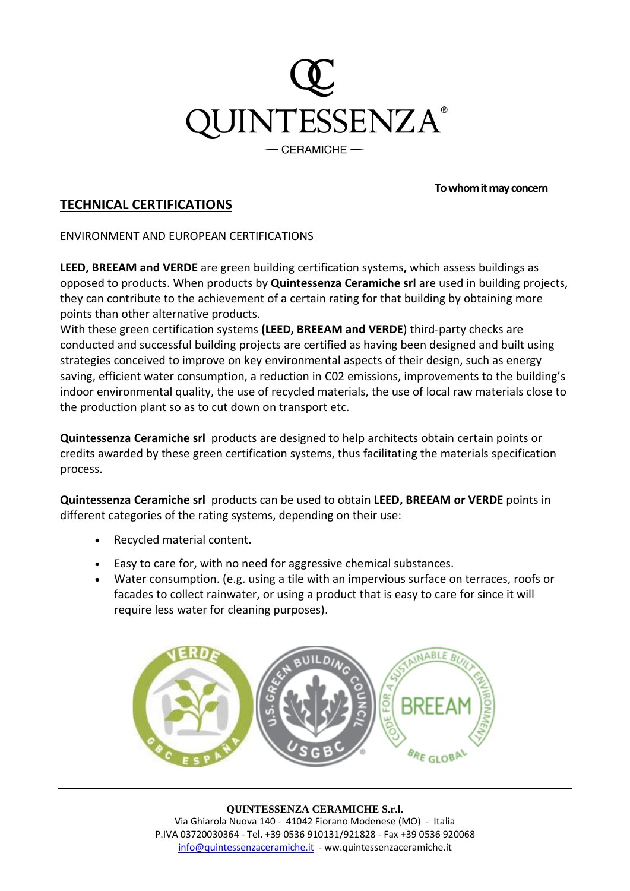QUINTESSENZA®

— CERAMICHE —

**To whom it may concern**

## TECHNICAL CERTIFICATIONS

ENVIRONMENT AND EUROPEAN CERTIFICATIONS

**LEED, BREEAM and VERDE** are green building certification systems**,** which assess buildings as opposed to products. When products by **Quintessenza Ceramiche srl** are used in building projects, they can contribute to the achievement of a certain rating for that building by obtaining more points than other alternative products.
With these green certification systems **(LEED, BREEAM and VERDE**) third-party checks are conducted and successful building projects are certified as having been designed and built using strategies conceived to improve on key environmental aspects of their design, such as energy saving, efficient water consumption, a reduction in C02 emissions, improvements to the building's indoor environmental quality, the use of recycled materials, the use of local raw materials close to the production plant so as to cut down on transport etc.

**Quintessenza Ceramiche srl** products are designed to help architects obtain certain points or credits awarded by these green certification systems, thus facilitating the materials specification process.

**Quintessenza Ceramiche srl** products can be used to obtain **LEED, BREEAM or VERDE** points in different categories of the rating systems, depending on their use:

- Recycled material content.
- Easy to care for, with no need for aggressive chemical substances.
- Water consumption. (e.g. using a tile with an impervious surface on terraces, roofs or facades to collect rainwater, or using a product that is easy to care for since it will require less water for cleaning purposes).

**QUINTESSENZA CERAMICHE S.r.l.**
Via Ghiarola Nuova 140 - 41042 Fiorano Modenese (MO) - Italia
P.IVA 03720030364 - Tel. +39 0536 910131/921828 - Fax +39 0536 920068
info@quintessenzaceramiche.it - ww.quintessenzaceramiche.it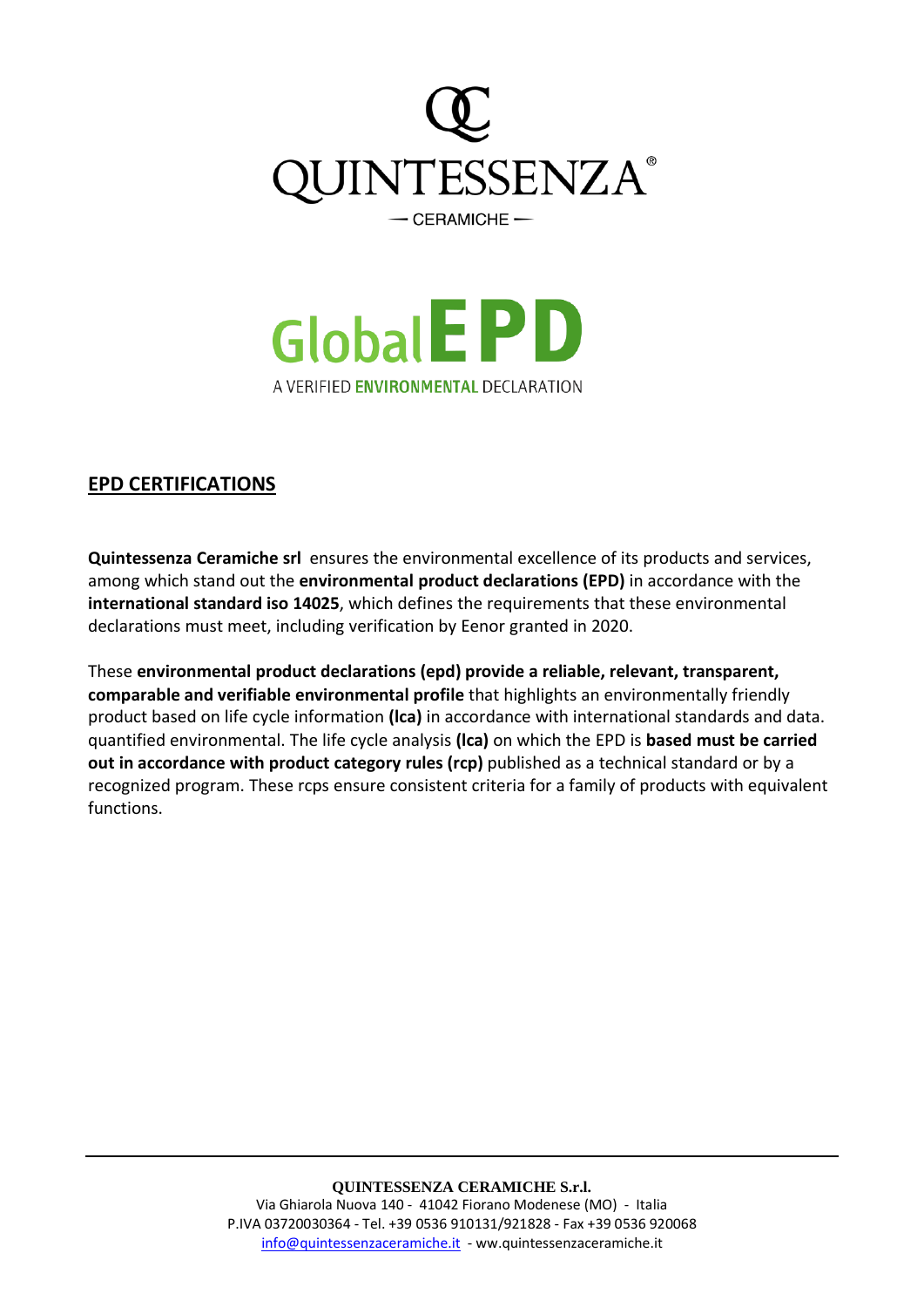# QUINTESSENZA

— CERAMICHE —

GlobalEPD

A VERIFIED ENVIRONMENTAL DECLARATION

## EPD CERTIFICATIONS

**Quintessenza Ceramiche srl** ensures the environmental excellence of its products and services, among which stand out the **environmental product declarations (EPD)** in accordance with the **international standard iso 14025**, which defines the requirements that these environmental declarations must meet, including verification by Eenor granted in 2020.

These **environmental product declarations (epd) provide a reliable, relevant, transparent, comparable and verifiable environmental profile** that highlights an environmentally friendly product based on life cycle information **(lca)** in accordance with international standards and data. quantified environmental. The life cycle analysis **(lca)** on which the EPD is **based must be carried out in accordance with product category rules (rcp)** published as a technical standard or by a recognized program. These rcps ensure consistent criteria for a family of products with equivalent functions.

**QUINTESSENZA CERAMICHE S.r.l.**
Via Ghiarola Nuova 140 - 41042 Fiorano Modenese (MO) - Italia
P.IVA 03720030364 - Tel. +39 0536 910131/921828 - Fax +39 0536 920068
info@quintessenzaceramiche.it - ww.quintessenzaceramiche.it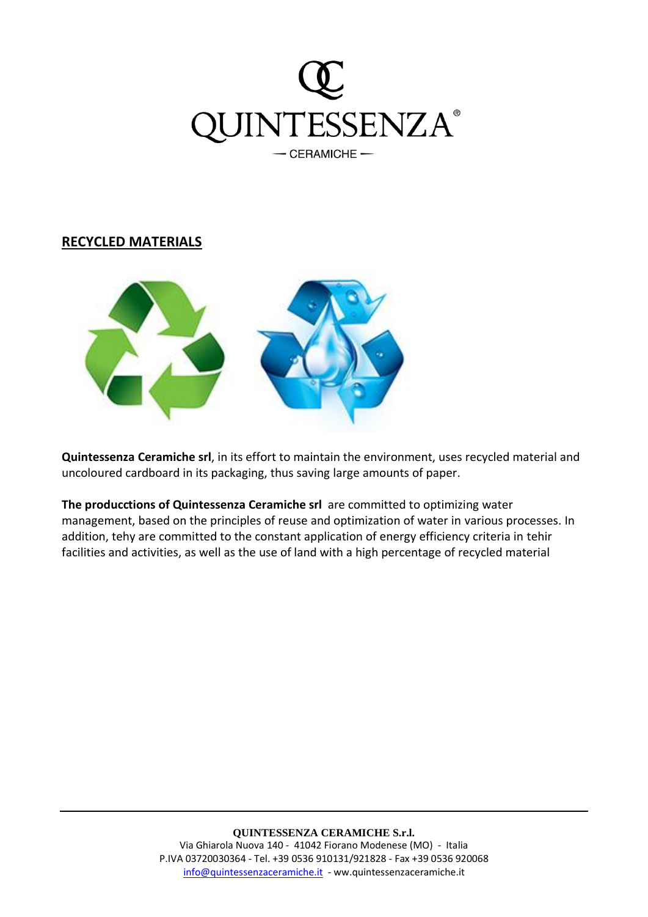QUINTESSENZA

— CERAMICHE —

## RECYCLED MATERIALS

**Quintessenza Ceramiche srl**, in its effort to maintain the environment, uses recycled material and uncoloured cardboard in its packaging, thus saving large amounts of paper.

**The producctions of Quintessenza Ceramiche srl** are committed to optimizing water management, based on the principles of reuse and optimization of water in various processes. In addition, tehy are committed to the constant application of energy efficiency criteria in tehir facilities and activities, as well as the use of land with a high percentage of recycled material

**QUINTESSENZA CERAMICHE S.r.l.**
Via Ghiarola Nuova 140 - 41042 Fiorano Modenese (MO) - Italia
P.IVA 03720030364 - Tel. +39 0536 910131/921828 - Fax +39 0536 920068
info@quintessenzaceramiche.it - ww.quintessenzaceramiche.it